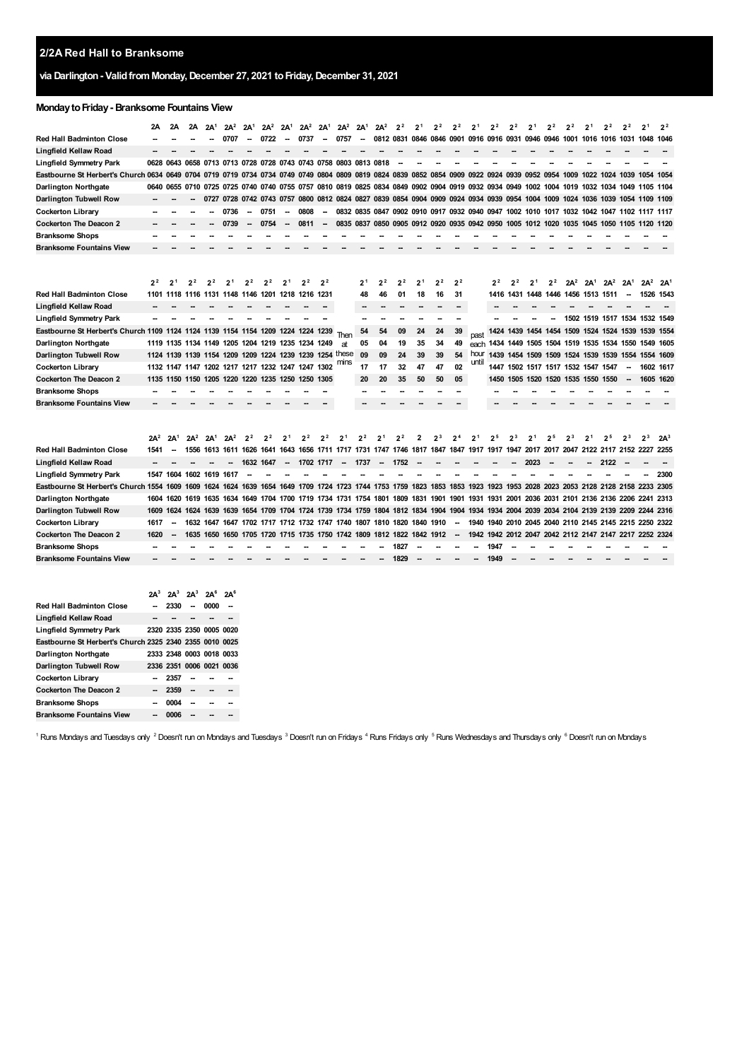# 2/2A Red Hall to Branksome

## via Darlington - Valid from Monday, December 27, 2021 to Friday, December 31, 2021

### Monday to Friday - Branksome Fountains View

| | 2A | 2A | 2A | 2A[1] | 2A[2] | 2A[1] | 2A[2] | 2A[1] | 2A[2] | 2A[1] | 2A[2] | 2A[1] | 2A[2] | 2[2] | 2[1] | 2[2] | 2[2] | 2[1] | 2[2] | 2[2] | 2[1] | 2[2] | 2[2] | 2[1] | 2[2] | 2[2] | 2[1] | 2[2] |
|---|---|---|---|---|---|---|---|---|---|---|---|---|---|---|---|---|---|---|---|---|---|---|---|---|---|---|---|---|
| Red Hall Badminton Close | -- | -- | -- | -- | 0707 | -- | 0722 | -- | 0737 | -- | 0757 | -- | 0812 | 0831 | 0846 | 0846 | 0901 | 0916 | 0916 | 0931 | 0946 | 0946 | 1001 | 1016 | 1016 | 1031 | 1048 | 1046 |
| Lingfield Kellaw Road | -- | -- | -- | -- | -- | -- | -- | -- | -- | -- | -- | -- | -- | -- | -- | -- | -- | -- | -- | -- | -- | -- | -- | -- | -- | -- | -- | -- |
| Lingfield Symmetry Park | 0628 | 0643 | 0658 | 0713 | 0713 | 0728 | 0728 | 0743 | 0743 | 0758 | 0803 | 0813 | 0818 | -- | -- | -- | -- | -- | -- | -- | -- | -- | -- | -- | -- | -- | -- | -- |
| Eastbourne St Herbert's Church | 0634 | 0649 | 0704 | 0719 | 0719 | 0734 | 0734 | 0749 | 0749 | 0804 | 0809 | 0819 | 0824 | 0839 | 0852 | 0854 | 0909 | 0922 | 0924 | 0939 | 0952 | 0954 | 1009 | 1022 | 1024 | 1039 | 1054 | 1054 |
| Darlington Northgate | 0640 | 0655 | 0710 | 0725 | 0725 | 0740 | 0740 | 0755 | 0757 | 0810 | 0819 | 0825 | 0834 | 0849 | 0902 | 0904 | 0919 | 0932 | 0934 | 0949 | 1002 | 1004 | 1019 | 1032 | 1034 | 1049 | 1105 | 1104 |
| Darlington Tubwell Row | -- | -- | -- | 0727 | 0728 | 0742 | 0743 | 0757 | 0800 | 0812 | 0824 | 0827 | 0839 | 0854 | 0904 | 0909 | 0924 | 0934 | 0939 | 0954 | 1004 | 1009 | 1024 | 1036 | 1039 | 1054 | 1109 | 1109 |
| Cockerton Library | -- | -- | -- | -- | 0736 | -- | 0751 | -- | 0808 | -- | 0832 | 0835 | 0847 | 0902 | 0910 | 0917 | 0932 | 0940 | 0947 | 1002 | 1010 | 1017 | 1032 | 1042 | 1047 | 1102 | 1117 | 1117 |
| Cockerton The Deacon 2 | -- | -- | -- | -- | 0739 | -- | 0754 | -- | 0811 | -- | 0835 | 0837 | 0850 | 0905 | 0912 | 0920 | 0935 | 0942 | 0950 | 1005 | 1012 | 1020 | 1035 | 1045 | 1050 | 1105 | 1120 | 1120 |
| Branksome Shops | -- | -- | -- | -- | -- | -- | -- | -- | -- | -- | -- | -- | -- | -- | -- | -- | -- | -- | -- | -- | -- | -- | -- | -- | -- | -- | -- | -- |
| Branksome Fountains View | -- | -- | -- | -- | -- | -- | -- | -- | -- | -- | -- | -- | -- | -- | -- | -- | -- | -- | -- | -- | -- | -- | -- | -- | -- | -- | -- | -- |

| | 2[2] | 2[1] | 2[2] | 2[2] | 2[1] | 2[2] | 2[2] | 2[1] | 2[2] | 2[2] | | 2[1] | 2[2] | 2[2] | 2[1] | 2[2] | 2[2] | | 2[2] | 2[2] | 2[1] | 2[2] | 2A[2] | 2A[1] | 2A[2] | 2A[1] | 2A[2] | 2A[1] |
|---|---|---|---|---|---|---|---|---|---|---|---|---|---|---|---|---|---|---|---|---|---|---|---|---|---|---|---|---|
| Red Hall Badminton Close | 1101 | 1118 | 1116 | 1131 | 1148 | 1146 | 1201 | 1218 | 1216 | 1231 | | 48 | 46 | 01 | 18 | 16 | 31 | | 1416 | 1431 | 1448 | 1446 | 1456 | 1513 | 1511 | -- | 1526 | 1543 |
| Lingfield Kellaw Road | -- | -- | -- | -- | -- | -- | -- | -- | -- | -- | | -- | -- | -- | -- | -- | -- | | -- | -- | -- | -- | -- | -- | -- | -- | -- | -- |
| Lingfield Symmetry Park | -- | -- | -- | -- | -- | -- | -- | -- | -- | -- | | -- | -- | -- | -- | -- | -- | | -- | -- | -- | -- | 1502 | 1519 | 1517 | 1534 | 1532 | 1549 |
| Eastbourne St Herbert's Church | 1109 | 1124 | 1124 | 1139 | 1154 | 1154 | 1209 | 1224 | 1224 | 1239 | Then | 54 | 54 | 09 | 24 | 24 | 39 | past | 1424 | 1439 | 1454 | 1454 | 1509 | 1524 | 1524 | 1539 | 1539 | 1554 |
| Darlington Northgate | 1119 | 1135 | 1134 | 1149 | 1205 | 1204 | 1219 | 1235 | 1234 | 1249 | at | 05 | 04 | 19 | 35 | 34 | 49 | each | 1434 | 1449 | 1505 | 1504 | 1519 | 1535 | 1534 | 1550 | 1549 | 1605 |
| Darlington Tubwell Row | 1124 | 1139 | 1139 | 1154 | 1209 | 1209 | 1224 | 1239 | 1239 | 1254 | these | 09 | 09 | 24 | 39 | 39 | 54 | hour | 1439 | 1454 | 1509 | 1509 | 1524 | 1539 | 1539 | 1554 | 1554 | 1609 |
| Cockerton Library | 1132 | 1147 | 1147 | 1202 | 1217 | 1217 | 1232 | 1247 | 1247 | 1302 | mins | 17 | 17 | 32 | 47 | 47 | 02 | until | 1447 | 1502 | 1517 | 1517 | 1532 | 1547 | 1547 | -- | 1602 | 1617 |
| Cockerton The Deacon 2 | 1135 | 1150 | 1150 | 1205 | 1220 | 1220 | 1235 | 1250 | 1250 | 1305 | | 20 | 20 | 35 | 50 | 50 | 05 | | 1450 | 1505 | 1520 | 1520 | 1535 | 1550 | 1550 | -- | 1605 | 1620 |
| Branksome Shops | -- | -- | -- | -- | -- | -- | -- | -- | -- | -- | | -- | -- | -- | -- | -- | -- | | -- | -- | -- | -- | -- | -- | -- | -- | -- | -- |
| Branksome Fountains View | -- | -- | -- | -- | -- | -- | -- | -- | -- | -- | | -- | -- | -- | -- | -- | -- | | -- | -- | -- | -- | -- | -- | -- | -- | -- | -- |

| | 2A[2] | 2A[1] | 2A[2] | 2A[1] | 2A[2] | 2[2] | 2[2] | 2[1] | 2[2] | 2[2] | 2[1] | 2[2] | 2[1] | 2[2] | 2 | 2[3] | 2[4] | 2[1] | 2[5] | 2[3] | 2[1] | 2[5] | 2[3] | 2[1] | 2[5] | 2[3] | 2[3] | 2A[3] |
|---|---|---|---|---|---|---|---|---|---|---|---|---|---|---|---|---|---|---|---|---|---|---|---|---|---|---|---|---|
| Red Hall Badminton Close | 1541 | -- | 1556 | 1613 | 1611 | 1626 | 1641 | 1643 | 1656 | 1711 | 1717 | 1731 | 1747 | 1746 | 1817 | 1847 | 1847 | 1917 | 1917 | 1947 | 2017 | 2017 | 2047 | 2122 | 2117 | 2152 | 2227 | 2255 |
| Lingfield Kellaw Road | -- | -- | -- | -- | -- | 1632 | 1647 | -- | 1702 | 1717 | -- | 1737 | -- | 1752 | -- | -- | -- | -- | -- | -- | 2023 | -- | -- | -- | 2122 | -- | -- | -- |
| Lingfield Symmetry Park | 1547 | 1604 | 1602 | 1619 | 1617 | -- | -- | -- | -- | -- | -- | -- | -- | -- | -- | -- | -- | -- | -- | -- | -- | -- | -- | -- | -- | -- | -- | 2300 |
| Eastbourne St Herbert's Church | 1554 | 1609 | 1609 | 1624 | 1624 | 1639 | 1654 | 1649 | 1709 | 1724 | 1723 | 1744 | 1753 | 1759 | 1823 | 1853 | 1853 | 1923 | 1923 | 1953 | 2028 | 2023 | 2053 | 2128 | 2128 | 2158 | 2233 | 2305 |
| Darlington Northgate | 1604 | 1620 | 1619 | 1635 | 1634 | 1649 | 1704 | 1700 | 1719 | 1734 | 1731 | 1754 | 1801 | 1809 | 1831 | 1901 | 1901 | 1931 | 1931 | 2001 | 2036 | 2031 | 2101 | 2136 | 2136 | 2206 | 2241 | 2313 |
| Darlington Tubwell Row | 1609 | 1624 | 1624 | 1639 | 1639 | 1654 | 1709 | 1704 | 1724 | 1739 | 1734 | 1759 | 1804 | 1812 | 1834 | 1904 | 1904 | 1934 | 1934 | 2004 | 2039 | 2034 | 2104 | 2139 | 2139 | 2209 | 2244 | 2316 |
| Cockerton Library | 1617 | -- | 1632 | 1647 | 1647 | 1702 | 1717 | 1712 | 1732 | 1747 | 1740 | 1807 | 1810 | 1820 | 1840 | 1910 | -- | 1940 | 1940 | 2010 | 2045 | 2040 | 2110 | 2145 | 2145 | 2215 | 2250 | 2322 |
| Cockerton The Deacon 2 | 1620 | -- | 1635 | 1650 | 1650 | 1705 | 1720 | 1715 | 1735 | 1750 | 1742 | 1809 | 1812 | 1822 | 1842 | 1912 | -- | 1942 | 1942 | 2012 | 2047 | 2042 | 2112 | 2147 | 2147 | 2217 | 2252 | 2324 |
| Branksome Shops | -- | -- | -- | -- | -- | -- | -- | -- | -- | -- | -- | -- | -- | 1827 | -- | -- | -- | -- | 1947 | -- | -- | -- | -- | -- | -- | -- | -- | -- |
| Branksome Fountains View | -- | -- | -- | -- | -- | -- | -- | -- | -- | -- | -- | -- | -- | 1829 | -- | -- | -- | -- | 1949 | -- | -- | -- | -- | -- | -- | -- | -- | -- |

| | 2A[3] | 2A[3] | 2A[3] | 2A[6] | 2A[6] |
|---|---|---|---|---|---|
| Red Hall Badminton Close | -- | 2330 | -- | 0000 | -- |
| Lingfield Kellaw Road | -- | -- | -- | -- | -- |
| Lingfield Symmetry Park | 2320 | 2335 | 2350 | 0005 | 0020 |
| Eastbourne St Herbert's Church | 2325 | 2340 | 2355 | 0010 | 0025 |
| Darlington Northgate | 2333 | 2348 | 0003 | 0018 | 0033 |
| Darlington Tubwell Row | 2336 | 2351 | 0006 | 0021 | 0036 |
| Cockerton Library | -- | 2357 | -- | -- | -- |
| Cockerton The Deacon 2 | -- | 2359 | -- | -- | -- |
| Branksome Shops | -- | 0004 | -- | -- | -- |
| Branksome Fountains View | -- | 0006 | -- | -- | -- |

[1] Runs Mondays and Tuesdays only [2] Doesn't run on Mondays and Tuesdays [3] Doesn't run on Fridays [4] Runs Fridays only [5] Runs Wednesdays and Thursdays only [6] Doesn't run on Mondays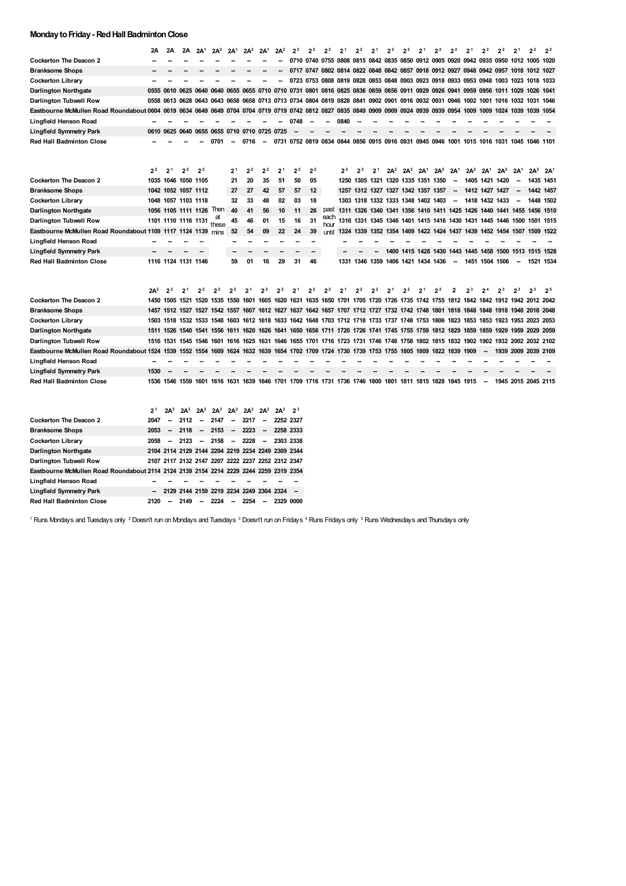## Monday to Friday - Red Hall Badminton Close

| | 2A | 2A | 2A | 2A[1] | 2A[2] | 2A[1] | 2A[2] | 2A[1] | 2A[2] | 2[2] | 2[2] | 2[2] | 2[1] | 2[2] | 2[1] | 2[2] | 2[2] | 2[1] | 2[2] | 2[2] | 2[1] | 2[2] | 2[2] | 2[1] | 2[2] | 2[2] |
|---|---|---|---|---|---|---|---|---|---|---|---|---|---|---|---|---|---|---|---|---|---|---|---|---|---|---|
| **Cockerton The Deacon 2** | -- | -- | -- | -- | -- | -- | -- | -- | -- | 0710 | 0740 | 0755 | 0808 | 0815 | 0842 | 0835 | 0850 | 0912 | 0905 | 0920 | 0942 | 0935 | 0950 | 1012 | 1005 | 1020 |
| **Branksome Shops** | -- | -- | -- | -- | -- | -- | -- | -- | -- | 0717 | 0747 | 0802 | 0814 | 0822 | 0848 | 0842 | 0857 | 0918 | 0912 | 0927 | 0948 | 0942 | 0957 | 1018 | 1012 | 1027 |
| **Cockerton Library** | -- | -- | -- | -- | -- | -- | -- | -- | -- | 0723 | 0753 | 0808 | 0819 | 0828 | 0853 | 0848 | 0903 | 0923 | 0918 | 0933 | 0953 | 0948 | 1003 | 1023 | 1018 | 1033 |
| **Darlington Northgate** | 0555 | 0610 | 0625 | 0640 | 0640 | 0655 | 0655 | 0710 | 0710 | 0731 | 0801 | 0816 | 0825 | 0836 | 0859 | 0856 | 0911 | 0929 | 0926 | 0941 | 0959 | 0956 | 1011 | 1029 | 1026 | 1041 |
| **Darlington Tubwell Row** | 0558 | 0613 | 0628 | 0643 | 0643 | 0658 | 0658 | 0713 | 0713 | 0734 | 0804 | 0819 | 0828 | 0841 | 0902 | 0901 | 0916 | 0932 | 0931 | 0946 | 1002 | 1001 | 1016 | 1032 | 1031 | 1046 |
| **Eastbourne McMullen Road Roundabout** | 0604 | 0619 | 0634 | 0649 | 0649 | 0704 | 0704 | 0719 | 0719 | 0742 | 0812 | 0827 | 0835 | 0849 | 0909 | 0909 | 0924 | 0939 | 0939 | 0954 | 1009 | 1009 | 1024 | 1039 | 1039 | 1054 |
| **Lingfield Henson Road** | -- | -- | -- | -- | -- | -- | -- | -- | -- | 0748 | -- | -- | 0840 | -- | -- | -- | -- | -- | -- | -- | -- | -- | -- | -- | -- | -- |
| **Lingfield Symmetry Park** | 0610 | 0625 | 0640 | 0655 | 0655 | 0710 | 0710 | 0725 | 0725 | -- | -- | -- | -- | -- | -- | -- | -- | -- | -- | -- | -- | -- | -- | -- | -- | -- |
| **Red Hall Badminton Close** | -- | -- | -- | -- | 0701 | -- | 0716 | -- | 0731 | 0752 | 0819 | 0834 | 0844 | 0856 | 0915 | 0916 | 0931 | 0945 | 0946 | 1001 | 1015 | 1016 | 1031 | 1045 | 1046 | 1101 |

| | 2[2] | 2[1] | 2[2] | 2[2] | | 2[1] | 2[2] | 2[2] | 2[1] | 2[2] | 2[2] | | 2[2] | 2[2] | 2[1] | 2A[2] | 2A[2] | 2A[1] | 2A[2] | 2A[1] | 2A[2] | 2A[1] | 2A[2] | 2A[1] | 2A[2] | 2A[1] |
|---|---|---|---|---|---|---|---|---|---|---|---|---|---|---|---|---|---|---|---|---|---|---|---|---|---|---|
| **Cockerton The Deacon 2** | 1035 | 1046 | 1050 | 1105 | | 21 | 20 | 35 | 51 | 50 | 05 | | 1250 | 1305 | 1321 | 1320 | 1335 | 1351 | 1350 | -- | 1405 | 1421 | 1420 | -- | 1435 | 1451 |
| **Branksome Shops** | 1042 | 1052 | 1057 | 1112 | | 27 | 27 | 42 | 57 | 57 | 12 | | 1257 | 1312 | 1327 | 1327 | 1342 | 1357 | 1357 | -- | 1412 | 1427 | 1427 | -- | 1442 | 1457 |
| **Cockerton Library** | 1048 | 1057 | 1103 | 1118 | | 32 | 33 | 48 | 02 | 03 | 18 | | 1303 | 1318 | 1332 | 1333 | 1348 | 1402 | 1403 | -- | 1418 | 1432 | 1433 | -- | 1448 | 1502 |
| **Darlington Northgate** | 1056 | 1105 | 1111 | 1126 | Then | 40 | 41 | 56 | 10 | 11 | 26 | past | 1311 | 1326 | 1340 | 1341 | 1356 | 1410 | 1411 | 1425 | 1426 | 1440 | 1441 | 1455 | 1456 | 1510 |
| **Darlington Tubwell Row** | 1101 | 1110 | 1116 | 1131 | at these | 45 | 46 | 01 | 15 | 16 | 31 | each hour | 1316 | 1331 | 1345 | 1346 | 1401 | 1415 | 1416 | 1430 | 1431 | 1445 | 1446 | 1500 | 1501 | 1515 |
| **Eastbourne McMullen Road Roundabout** | 1109 | 1117 | 1124 | 1139 | mins | 52 | 54 | 09 | 22 | 24 | 39 | until | 1324 | 1339 | 1352 | 1354 | 1409 | 1422 | 1424 | 1437 | 1439 | 1452 | 1454 | 1507 | 1509 | 1522 |
| **Lingfield Henson Road** | -- | -- | -- | -- | | -- | -- | -- | -- | -- | -- | | -- | -- | -- | -- | -- | -- | -- | -- | -- | -- | -- | -- | -- | -- |
| **Lingfield Symmetry Park** | -- | -- | -- | -- | | -- | -- | -- | -- | -- | -- | | -- | -- | -- | 1400 | 1415 | 1428 | 1430 | 1443 | 1445 | 1458 | 1500 | 1513 | 1515 | 1528 |
| **Red Hall Badminton Close** | 1116 | 1124 | 1131 | 1146 | | 59 | 01 | 16 | 29 | 31 | 46 | | 1331 | 1346 | 1359 | 1406 | 1421 | 1434 | 1436 | -- | 1451 | 1504 | 1506 | -- | 1521 | 1534 |

| | 2A[2] | 2[2] | 2[1] | 2[2] | 2[2] | 2[2] | 2[1] | 2[2] | 2[2] | 2[1] | 2[2] | 2[2] | 2[1] | 2[2] | 2[2] | 2[1] | 2[2] | 2[1] | 2[2] | 2 | 2[3] | 2[4] | 2[3] | 2[3] | 2[3] | 2[5] |
|---|---|---|---|---|---|---|---|---|---|---|---|---|---|---|---|---|---|---|---|---|---|---|---|---|---|---|
| **Cockerton The Deacon 2** | 1450 | 1505 | 1521 | 1520 | 1535 | 1550 | 1601 | 1605 | 1620 | 1631 | 1635 | 1650 | 1701 | 1705 | 1720 | 1726 | 1735 | 1742 | 1755 | 1812 | 1842 | 1842 | 1912 | 1942 | 2012 | 2042 |
| **Branksome Shops** | 1457 | 1512 | 1527 | 1527 | 1542 | 1557 | 1607 | 1612 | 1627 | 1637 | 1642 | 1657 | 1707 | 1712 | 1727 | 1732 | 1742 | 1748 | 1801 | 1818 | 1848 | 1848 | 1918 | 1948 | 2018 | 2048 |
| **Cockerton Library** | 1503 | 1518 | 1532 | 1533 | 1548 | 1603 | 1612 | 1618 | 1633 | 1642 | 1648 | 1703 | 1712 | 1718 | 1733 | 1737 | 1748 | 1753 | 1806 | 1823 | 1853 | 1853 | 1923 | 1953 | 2023 | 2053 |
| **Darlington Northgate** | 1511 | 1526 | 1540 | 1541 | 1556 | 1611 | 1620 | 1626 | 1641 | 1650 | 1656 | 1711 | 1720 | 1726 | 1741 | 1745 | 1755 | 1759 | 1812 | 1829 | 1859 | 1859 | 1929 | 1959 | 2029 | 2059 |
| **Darlington Tubwell Row** | 1516 | 1531 | 1545 | 1546 | 1601 | 1616 | 1625 | 1631 | 1646 | 1655 | 1701 | 1716 | 1723 | 1731 | 1746 | 1748 | 1758 | 1802 | 1815 | 1832 | 1902 | 1902 | 1932 | 2002 | 2032 | 2102 |
| **Eastbourne McMullen Road Roundabout** | 1524 | 1539 | 1552 | 1554 | 1609 | 1624 | 1632 | 1639 | 1654 | 1702 | 1709 | 1724 | 1730 | 1739 | 1753 | 1755 | 1805 | 1809 | 1822 | 1839 | 1909 | -- | 1939 | 2009 | 2039 | 2109 |
| **Lingfield Henson Road** | -- | -- | -- | -- | -- | -- | -- | -- | -- | -- | -- | -- | -- | -- | -- | -- | -- | -- | -- | -- | -- | -- | -- | -- | -- | -- |
| **Lingfield Symmetry Park** | 1530 | -- | -- | -- | -- | -- | -- | -- | -- | -- | -- | -- | -- | -- | -- | -- | -- | -- | -- | -- | -- | -- | -- | -- | -- | -- |
| **Red Hall Badminton Close** | 1536 | 1546 | 1559 | 1601 | 1616 | 1631 | 1639 | 1646 | 1701 | 1709 | 1716 | 1731 | 1736 | 1746 | 1800 | 1801 | 1811 | 1815 | 1828 | 1845 | 1915 | -- | 1945 | 2015 | 2045 | 2115 |

| | 2[1] | 2A[3] | 2A[3] | 2A[3] | 2A[3] | 2A[3] | 2A[3] | 2A[3] | 2A[3] | 2[3] |
|---|---|---|---|---|---|---|---|---|---|---|
| **Cockerton The Deacon 2** | 2047 | -- | 2112 | -- | 2147 | -- | 2217 | -- | 2252 | 2327 |
| **Branksome Shops** | 2053 | -- | 2118 | -- | 2153 | -- | 2223 | -- | 2258 | 2333 |
| **Cockerton Library** | 2058 | -- | 2123 | -- | 2158 | -- | 2228 | -- | 2303 | 2338 |
| **Darlington Northgate** | 2104 | 2114 | 2129 | 2144 | 2204 | 2219 | 2234 | 2249 | 2309 | 2344 |
| **Darlington Tubwell Row** | 2107 | 2117 | 2132 | 2147 | 2207 | 2222 | 2237 | 2252 | 2312 | 2347 |
| **Eastbourne McMullen Road Roundabout** | 2114 | 2124 | 2139 | 2154 | 2214 | 2229 | 2244 | 2259 | 2319 | 2354 |
| **Lingfield Henson Road** | -- | -- | -- | -- | -- | -- | -- | -- | -- | -- |
| **Lingfield Symmetry Park** | -- | 2129 | 2144 | 2159 | 2219 | 2234 | 2249 | 2304 | 2324 | -- |
| **Red Hall Badminton Close** | 2120 | -- | 2149 | -- | 2224 | -- | 2254 | -- | 2329 | 0000 |

[1] Runs Mondays and Tuesdays only [2] Doesn't run on Mondays and Tuesdays [3] Doesn't run on Fridays [4] Runs Fridays only [5] Runs Wednesdays and Thursdays only